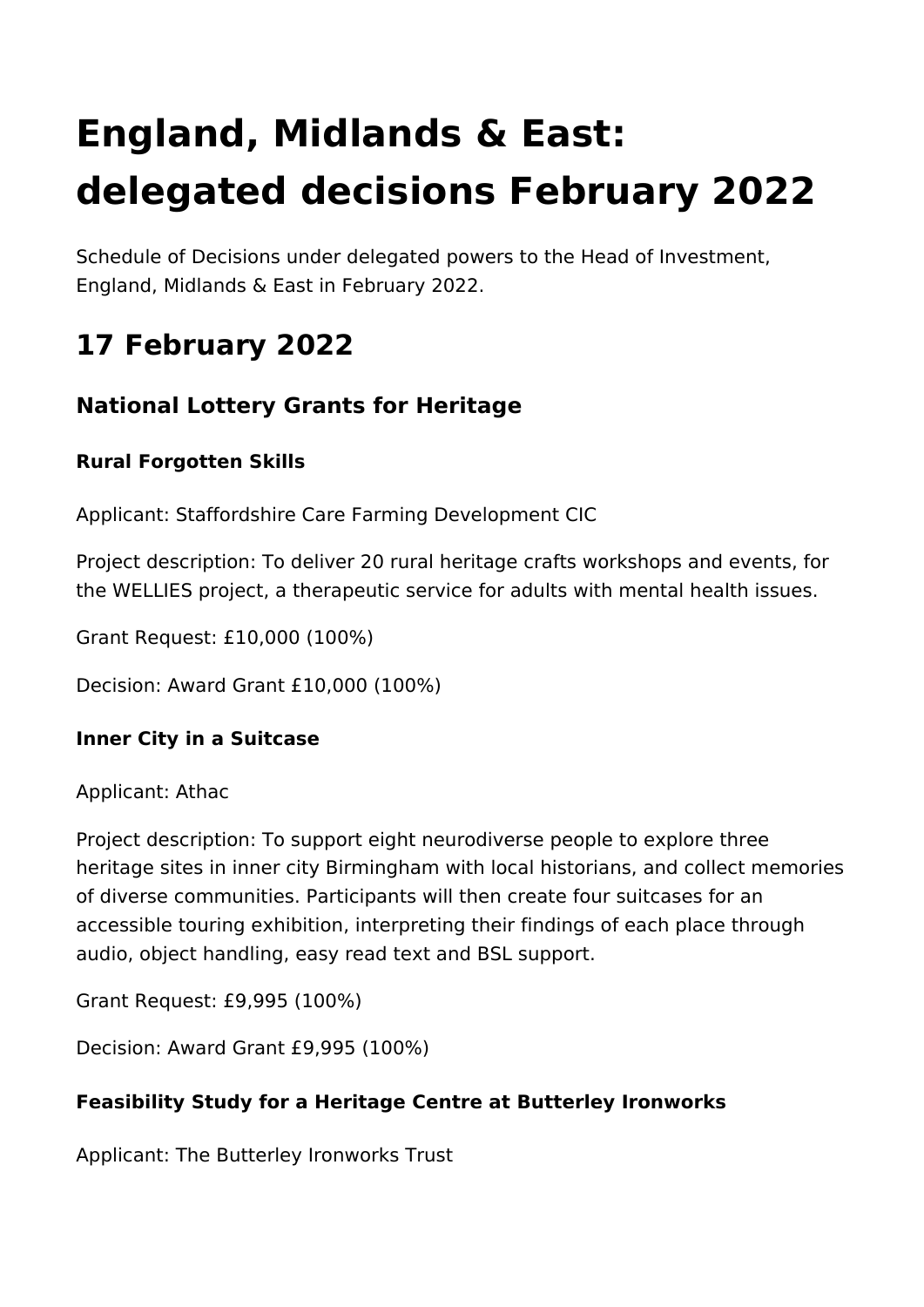# England, Midlands & East: delegated decisions February 2022

Schedule of Decisions under delegated powers to the Head of Investment, England, Midlands & East in February 2022.

## 17 February 2022

### National Lottery Grants for Heritage

#### Rural Forgotten Skills

Applicant: Staffordshire Care Farming Development CIC

Project description: To deliver 20 rural heritage crafts workshops and events, for the WELLIES project, a therapeutic service for adults with mental health issues.

Grant Request: £10,000 (100%)

Decision: Award Grant £10,000 (100%)

#### Inner City in a Suitcase

Applicant: Athac

Project description: To support eight neurodiverse people to explore three heritage sites in inner city Birmingham with local historians, and collect memories of diverse communities. Participants will then create four suitcases for an accessible touring exhibition, interpreting their findings of each place through audio, object handling, easy read text and BSL support.

Grant Request: £9,995 (100%)

Decision: Award Grant £9,995 (100%)

#### Feasibility Study for a Heritage Centre at Butterley Ironworks

Applicant: The Butterley Ironworks Trust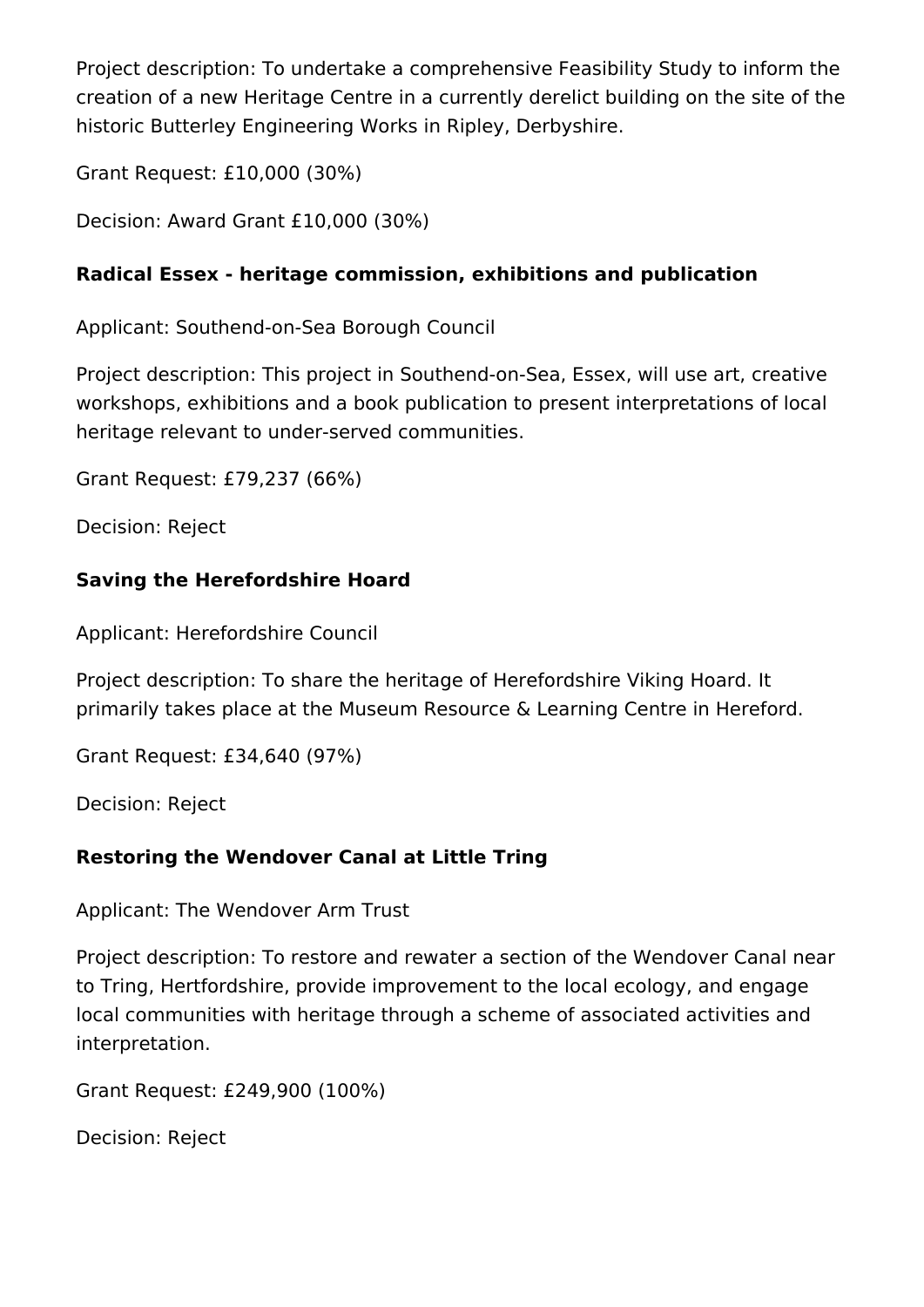Project description: To undertake a comprehensive Feasibility Study to inform the creation of a new Heritage Centre in a currently derelict building on the site of the historic Butterley Engineering Works in Ripley, Derbyshire.

Grant Request: £10,000 (30%)

Decision: Award Grant £10,000 (30%)

### Radical Essex - heritage commission, exhibitions and publication

Applicant: Southend-on-Sea Borough Council

Project description: This project in Southend-on-Sea, Essex, will use art, creative workshops, exhibitions and a book publication to present interpretations of local heritage relevant to under-served communities.

Grant Request: £79,237 (66%)

Decision: Reject

### Saving the Herefordshire Hoard

Applicant: Herefordshire Council

Project description: To share the heritage of Herefordshire Viking Hoard. It primarily takes place at the Museum Resource & Learning Centre in Hereford.

Grant Request: £34,640 (97%)

Decision: Reject

### Restoring the Wendover Canal at Little Tring

Applicant: The Wendover Arm Trust

Project description: To restore and rewater a section of the Wendover Canal near to Tring, Hertfordshire, provide improvement to the local ecology, and engage local communities with heritage through a scheme of associated activities and interpretation.

Grant Request: £249,900 (100%)

Decision: Reject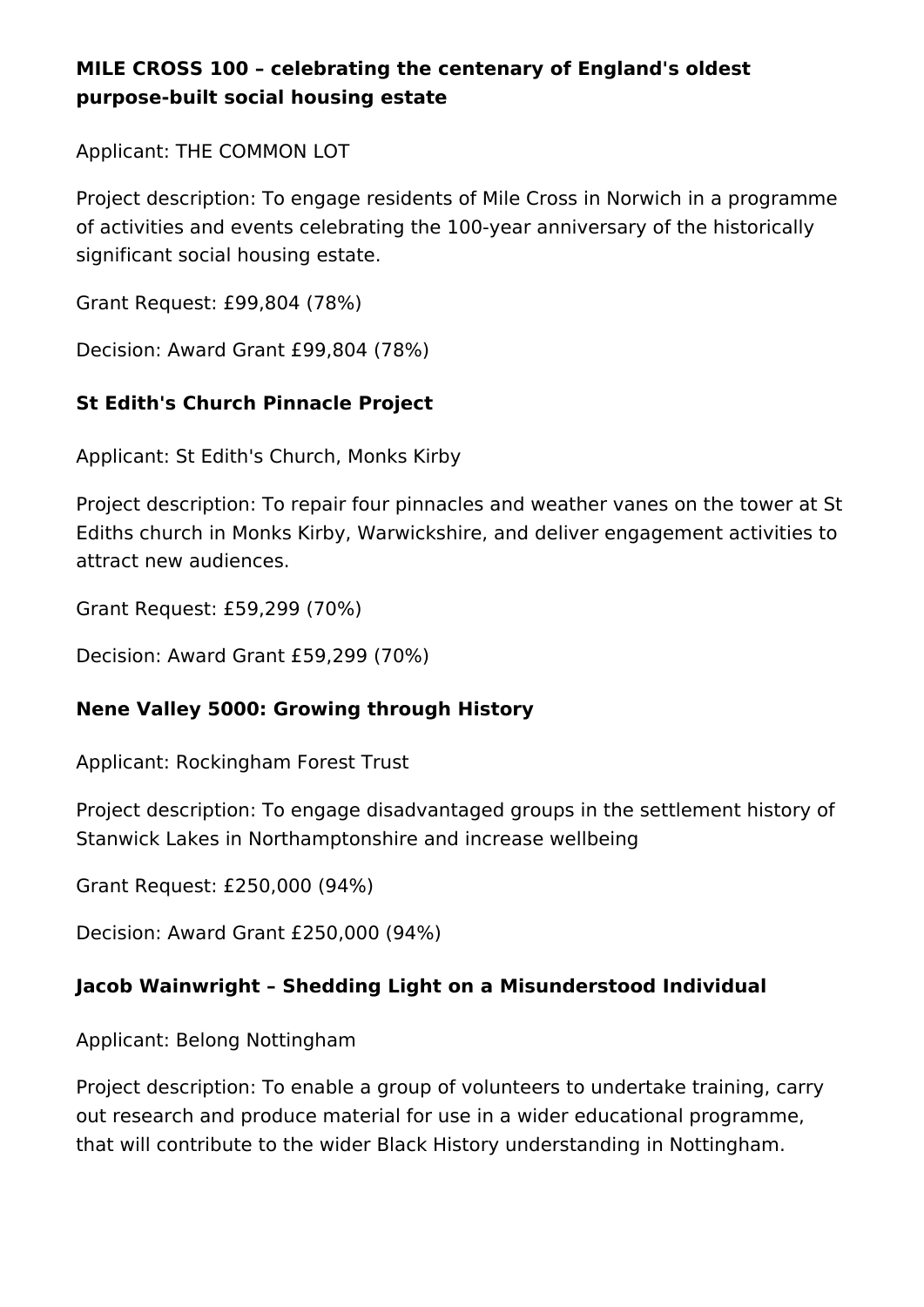**MILE CROSS 100 – celebrating the centenary of England's oldest purpose-built social housing estate**

Applicant: THE COMMON LOT

Project description: To engage residents of Mile Cross in Norwich in a programme of activities and events celebrating the 100-year anniversary of the historically significant social housing estate.

Grant Request: £99,804 (78%)

Decision: Award Grant £99,804 (78%)

**St Edith's Church Pinnacle Project**

Applicant: St Edith's Church, Monks Kirby

Project description: To repair four pinnacles and weather vanes on the tower at St Ediths church in Monks Kirby, Warwickshire, and deliver engagement activities to attract new audiences.

Grant Request: £59,299 (70%)

Decision: Award Grant £59,299 (70%)

**Nene Valley 5000: Growing through History**

Applicant: Rockingham Forest Trust

Project description: To engage disadvantaged groups in the settlement history of Stanwick Lakes in Northamptonshire and increase wellbeing

Grant Request: £250,000 (94%)

Decision: Award Grant £250,000 (94%)

**Jacob Wainwright – Shedding Light on a Misunderstood Individual**

Applicant: Belong Nottingham

Project description: To enable a group of volunteers to undertake training, carry out research and produce material for use in a wider educational programme, that will contribute to the wider Black History understanding in Nottingham.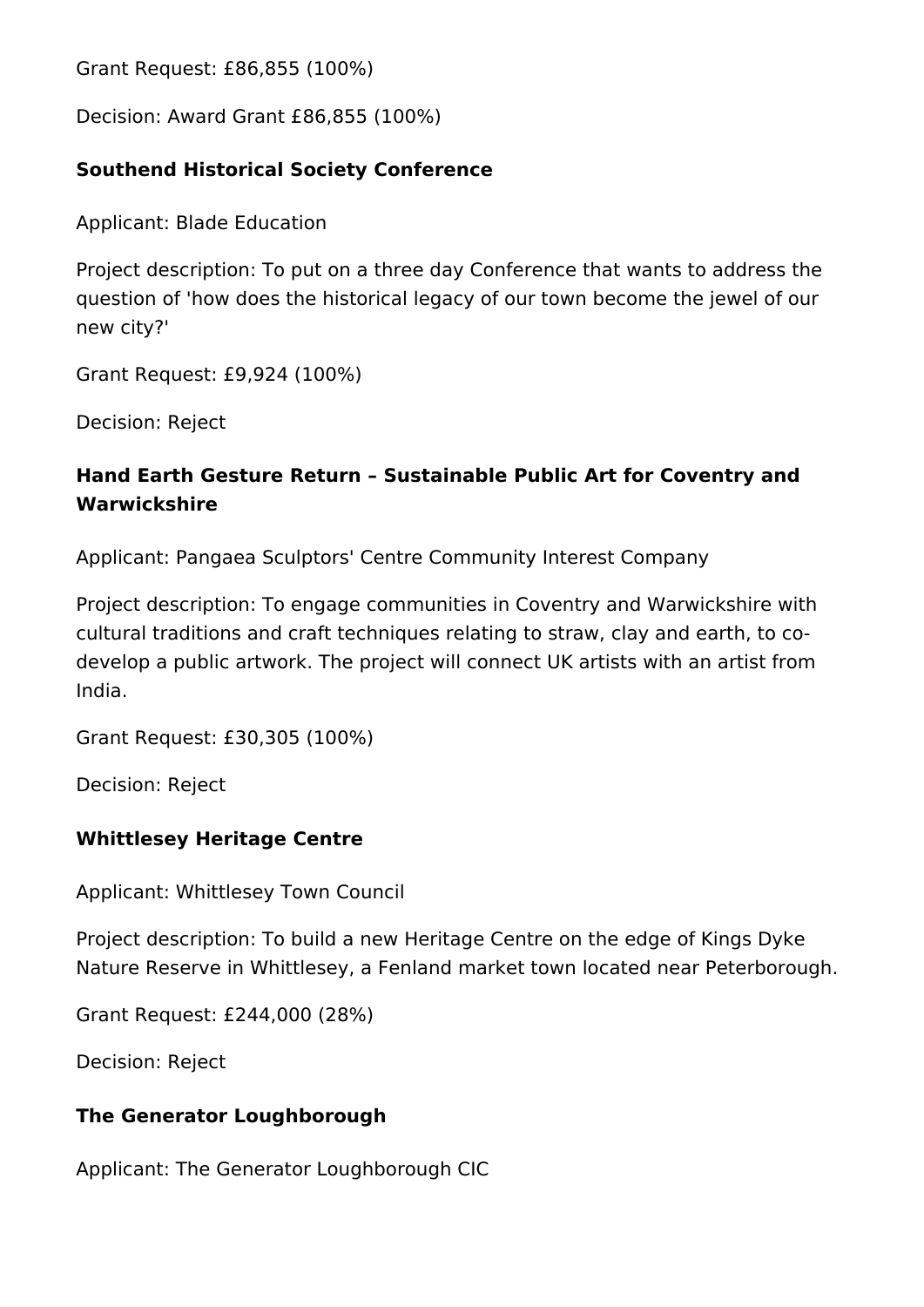Grant Request: £86,855 (100%)

Decision: Award Grant £86,855 (100%)

### Southend Historical Society Conference

Applicant: Blade Education

Project description: To put on a three day Conference that wants to address the question of 'how does the historical legacy of our town become the jewel of our new city?'

Grant Request: £9,924 (100%)

Decision: Reject

### Hand Earth Gesture Return – Sustainable Public Art for Coventry and Warwickshire

Applicant: Pangaea Sculptors' Centre Community Interest Company

Project description: To engage communities in Coventry and Warwickshire with cultural traditions and craft techniques relating to straw, clay and earth, to co-develop a public artwork. The project will connect UK artists with an artist from India.

Grant Request: £30,305 (100%)

Decision: Reject

### Whittlesey Heritage Centre

Applicant: Whittlesey Town Council

Project description: To build a new Heritage Centre on the edge of Kings Dyke Nature Reserve in Whittlesey, a Fenland market town located near Peterborough.

Grant Request: £244,000 (28%)

Decision: Reject

### The Generator Loughborough

Applicant: The Generator Loughborough CIC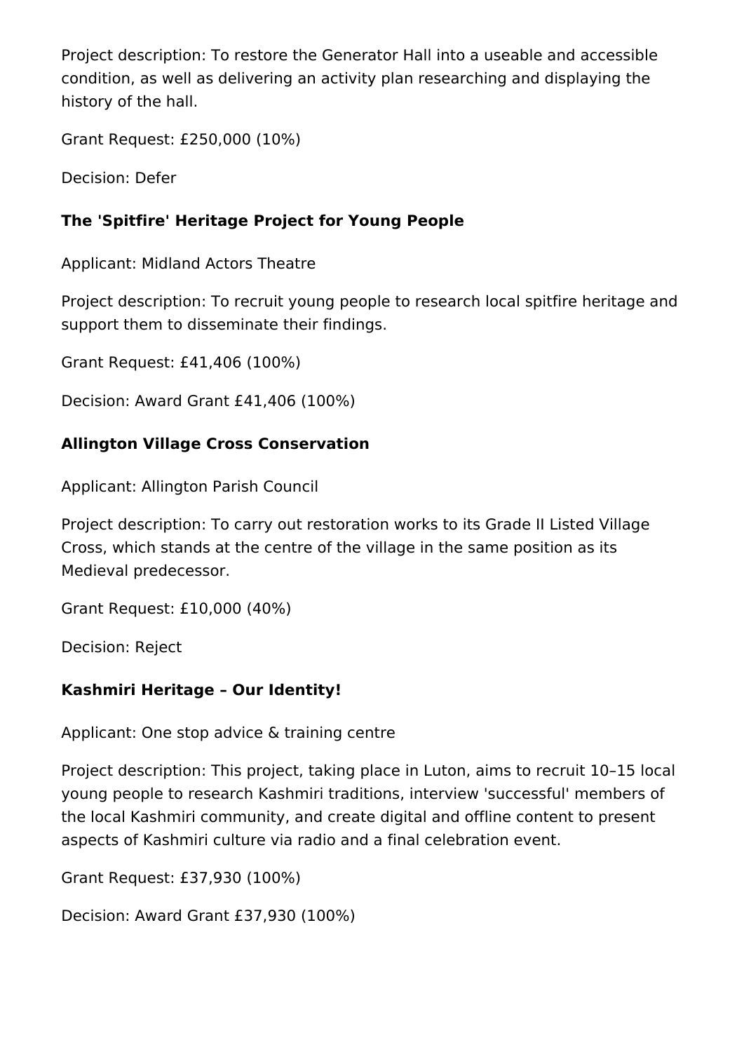Project description: To restore the Generator Hall into a useable and accessible condition, as well as delivering an activity plan researching and displaying the history of the hall.

Grant Request: £250,000 (10%)

Decision: Defer

### The 'Spitfire' Heritage Project for Young People

Applicant: Midland Actors Theatre

Project description: To recruit young people to research local spitfire heritage and support them to disseminate their findings.

Grant Request: £41,406 (100%)

Decision: Award Grant £41,406 (100%)

### Allington Village Cross Conservation

Applicant: Allington Parish Council

Project description: To carry out restoration works to its Grade II Listed Village Cross, which stands at the centre of the village in the same position as its Medieval predecessor.

Grant Request: £10,000 (40%)

Decision: Reject

### Kashmiri Heritage – Our Identity!

Applicant: One stop advice & training centre

Project description: This project, taking place in Luton, aims to recruit 10–15 local young people to research Kashmiri traditions, interview 'successful' members of the local Kashmiri community, and create digital and offline content to present aspects of Kashmiri culture via radio and a final celebration event.

Grant Request: £37,930 (100%)

Decision: Award Grant £37,930 (100%)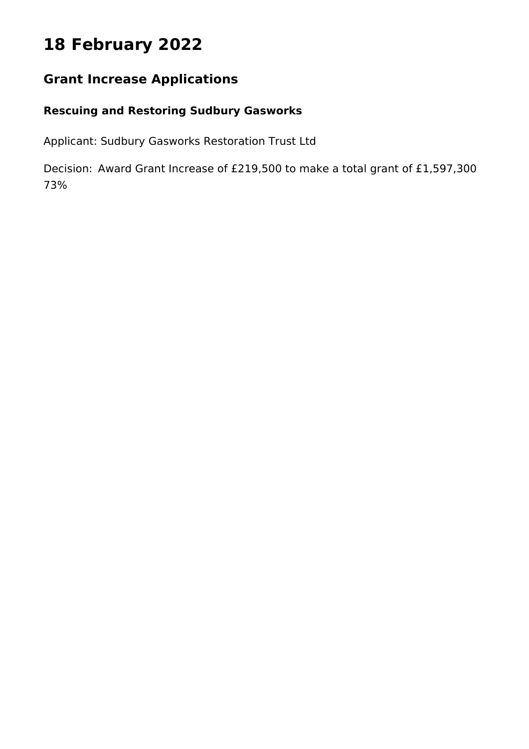# 18 February 2022

## Grant Increase Applications

### Rescuing and Restoring Sudbury Gasworks

Applicant: Sudbury Gasworks Restoration Trust Ltd

Decision: Award Grant Increase of £219,500 to make a total grant of £1,597,300 73%